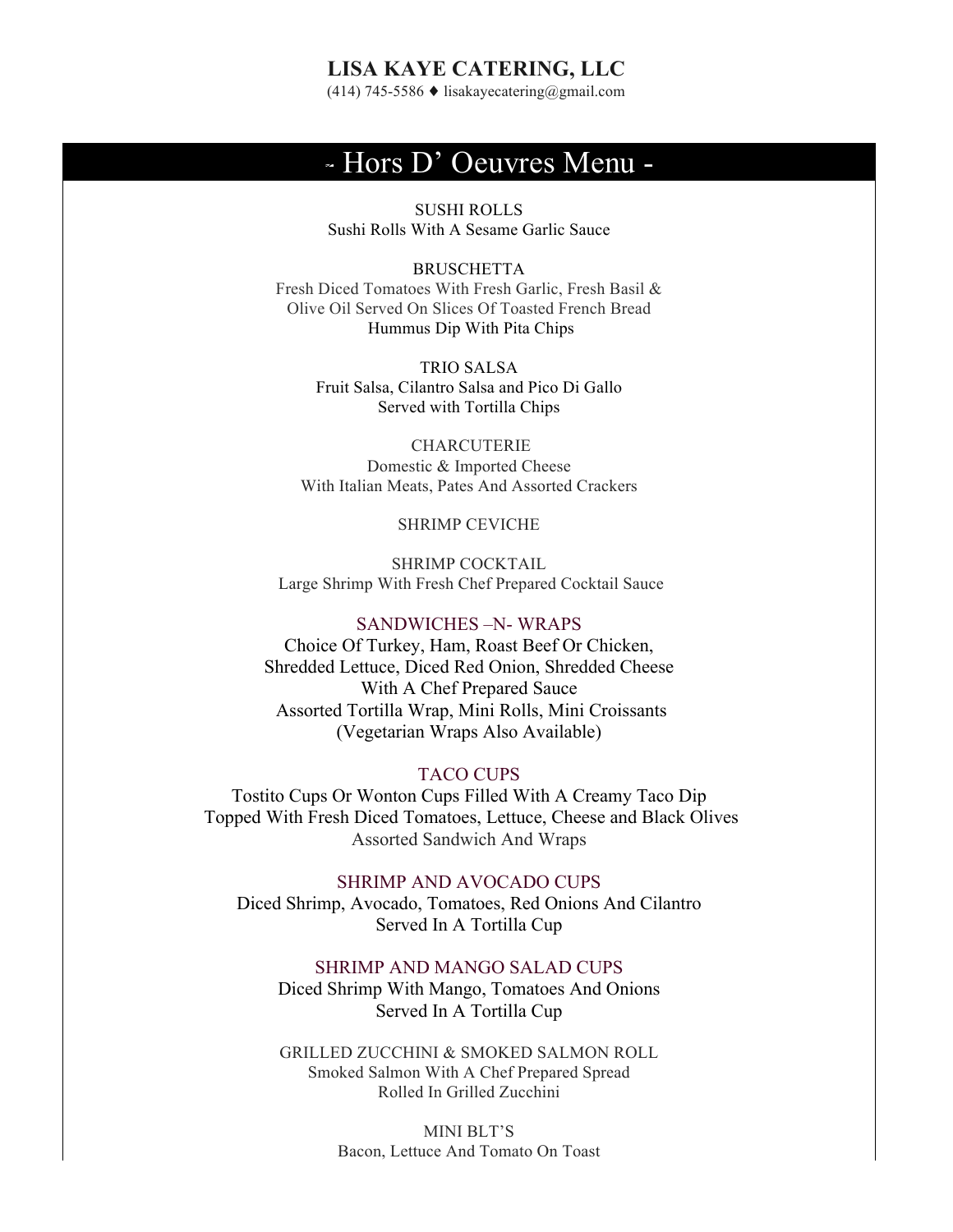# LISA KAYE CATERING, LLC

(414) 745-5586 ♦ lisakayecatering@gmail.com

## - Hors D' Oeuvres Menu -

SUSHI ROLLS
Sushi Rolls With A Sesame Garlic Sauce

BRUSCHETTA
Fresh Diced Tomatoes With Fresh Garlic, Fresh Basil &
Olive Oil Served On Slices Of Toasted French Bread
Hummus Dip With Pita Chips

TRIO SALSA
Fruit Salsa, Cilantro Salsa and Pico Di Gallo
Served with Tortilla Chips

CHARCUTERIE
Domestic & Imported Cheese
With Italian Meats, Pates And Assorted Crackers

SHRIMP CEVICHE

SHRIMP COCKTAIL
Large Shrimp With Fresh Chef Prepared Cocktail Sauce

SANDWICHES –N- WRAPS
Choice Of Turkey, Ham, Roast Beef Or Chicken,
Shredded Lettuce, Diced Red Onion, Shredded Cheese
With A Chef Prepared Sauce
Assorted Tortilla Wrap, Mini Rolls, Mini Croissants
(Vegetarian Wraps Also Available)

TACO CUPS
Tostito Cups Or Wonton Cups Filled With A Creamy Taco Dip
Topped With Fresh Diced Tomatoes, Lettuce, Cheese and Black Olives
Assorted Sandwich And Wraps

SHRIMP AND AVOCADO CUPS
Diced Shrimp, Avocado, Tomatoes, Red Onions And Cilantro
Served In A Tortilla Cup

SHRIMP AND MANGO SALAD CUPS
Diced Shrimp With Mango, Tomatoes And Onions
Served In A Tortilla Cup

GRILLED ZUCCHINI & SMOKED SALMON ROLL
Smoked Salmon With A Chef Prepared Spread
Rolled In Grilled Zucchini

MINI BLT'S
Bacon, Lettuce And Tomato On Toast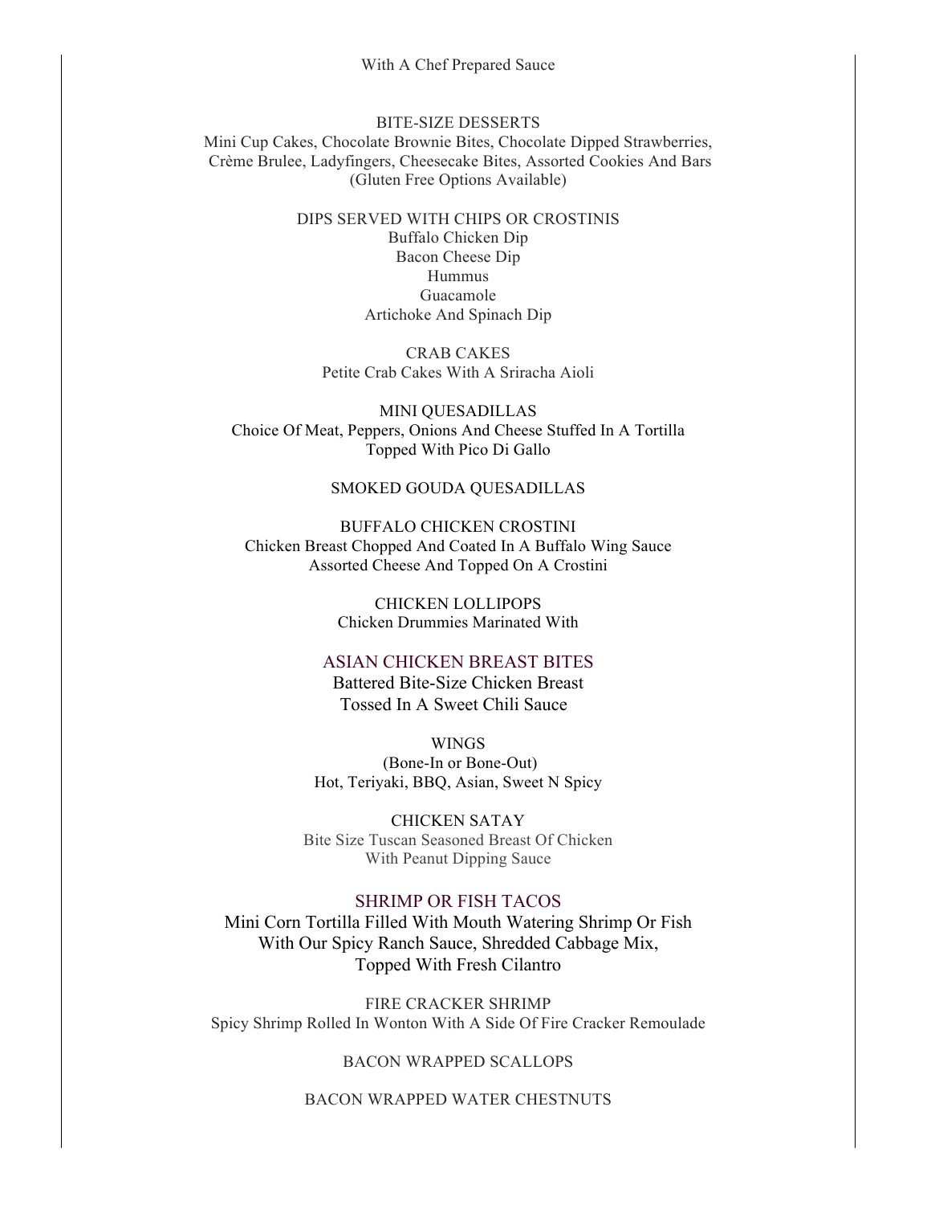With A Chef Prepared Sauce

### BITE-SIZE DESSERTS

Mini Cup Cakes, Chocolate Brownie Bites, Chocolate Dipped Strawberries, Crème Brulee, Ladyfingers, Cheesecake Bites, Assorted Cookies And Bars (Gluten Free Options Available)

### DIPS SERVED WITH CHIPS OR CROSTINIS

Buffalo Chicken Dip
Bacon Cheese Dip
Hummus
Guacamole
Artichoke And Spinach Dip

### CRAB CAKES

Petite Crab Cakes With A Sriracha Aioli

### MINI QUESADILLAS

Choice Of Meat, Peppers, Onions And Cheese Stuffed In A Tortilla Topped With Pico Di Gallo

### SMOKED GOUDA QUESADILLAS

### BUFFALO CHICKEN CROSTINI

Chicken Breast Chopped And Coated In A Buffalo Wing Sauce Assorted Cheese And Topped On A Crostini

### CHICKEN LOLLIPOPS

Chicken Drummies Marinated With

### ASIAN CHICKEN BREAST BITES

Battered Bite-Size Chicken Breast Tossed In A Sweet Chili Sauce

### WINGS

(Bone-In or Bone-Out)
Hot, Teriyaki, BBQ, Asian, Sweet N Spicy

### CHICKEN SATAY

Bite Size Tuscan Seasoned Breast Of Chicken With Peanut Dipping Sauce

### SHRIMP OR FISH TACOS

Mini Corn Tortilla Filled With Mouth Watering Shrimp Or Fish With Our Spicy Ranch Sauce, Shredded Cabbage Mix, Topped With Fresh Cilantro

### FIRE CRACKER SHRIMP

Spicy Shrimp Rolled In Wonton With A Side Of Fire Cracker Remoulade

### BACON WRAPPED SCALLOPS

### BACON WRAPPED WATER CHESTNUTS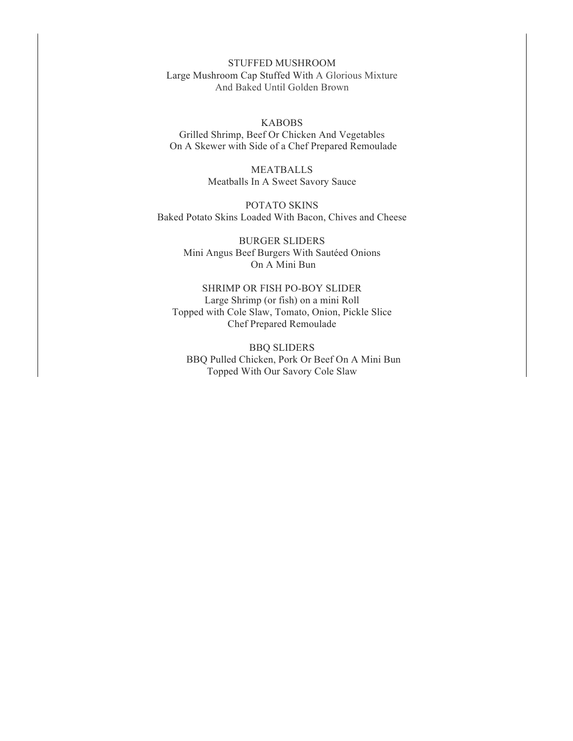STUFFED MUSHROOM
Large Mushroom Cap Stuffed With A Glorious Mixture
And Baked Until Golden Brown

KABOBS
Grilled Shrimp, Beef Or Chicken And Vegetables
On A Skewer with Side of a Chef Prepared Remoulade

MEATBALLS
Meatballs In A Sweet Savory Sauce

POTATO SKINS
Baked Potato Skins Loaded With Bacon, Chives and Cheese

BURGER SLIDERS
Mini Angus Beef Burgers With Sautéed Onions
On A Mini Bun

SHRIMP OR FISH PO-BOY SLIDER
Large Shrimp (or fish) on a mini Roll
Topped with Cole Slaw, Tomato, Onion, Pickle Slice
Chef Prepared Remoulade

BBQ SLIDERS
BBQ Pulled Chicken, Pork Or Beef On A Mini Bun
Topped With Our Savory Cole Slaw